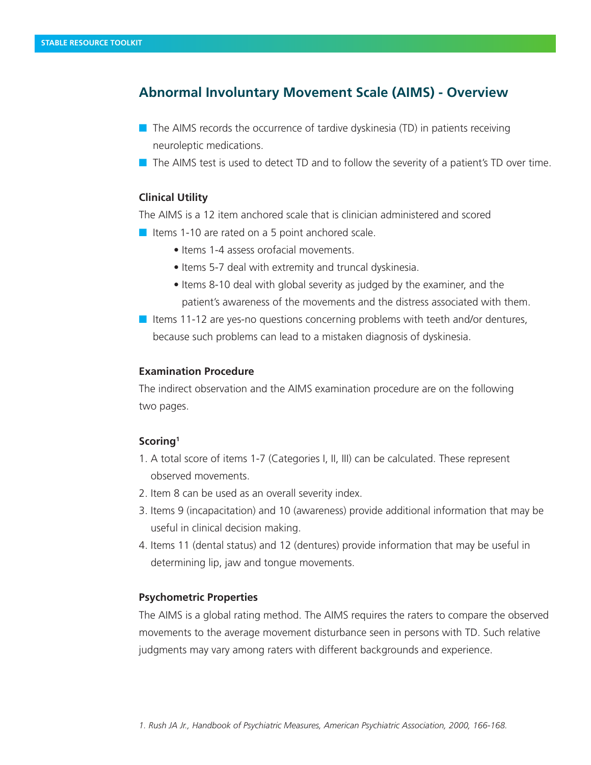# Abnormal Involuntary Movement Scale (AIMS) - Overview

- The AIMS records the occurrence of tardive dyskinesia (TD) in patients receiving neuroleptic medications.
- The AIMS test is used to detect TD and to follow the severity of a patient's TD over time.

### Clinical Utility

The AIMS is a 12 item anchored scale that is clinician administered and scored

- Items 1-10 are rated on a 5 point anchored scale.
  - Items 1-4 assess orofacial movements.
  - Items 5-7 deal with extremity and truncal dyskinesia.
  - Items 8-10 deal with global severity as judged by the examiner, and the patient's awareness of the movements and the distress associated with them.
- Items 11-12 are yes-no questions concerning problems with teeth and/or dentures, because such problems can lead to a mistaken diagnosis of dyskinesia.

### Examination Procedure

The indirect observation and the AIMS examination procedure are on the following two pages.

### Scoring[1]

1. A total score of items 1-7 (Categories I, II, III) can be calculated. These represent observed movements.
2. Item 8 can be used as an overall severity index.
3. Items 9 (incapacitation) and 10 (awareness) provide additional information that may be useful in clinical decision making.
4. Items 11 (dental status) and 12 (dentures) provide information that may be useful in determining lip, jaw and tongue movements.

### Psychometric Properties

The AIMS is a global rating method. The AIMS requires the raters to compare the observed movements to the average movement disturbance seen in persons with TD. Such relative judgments may vary among raters with different backgrounds and experience.

*1. Rush JA Jr., Handbook of Psychiatric Measures, American Psychiatric Association, 2000, 166-168.*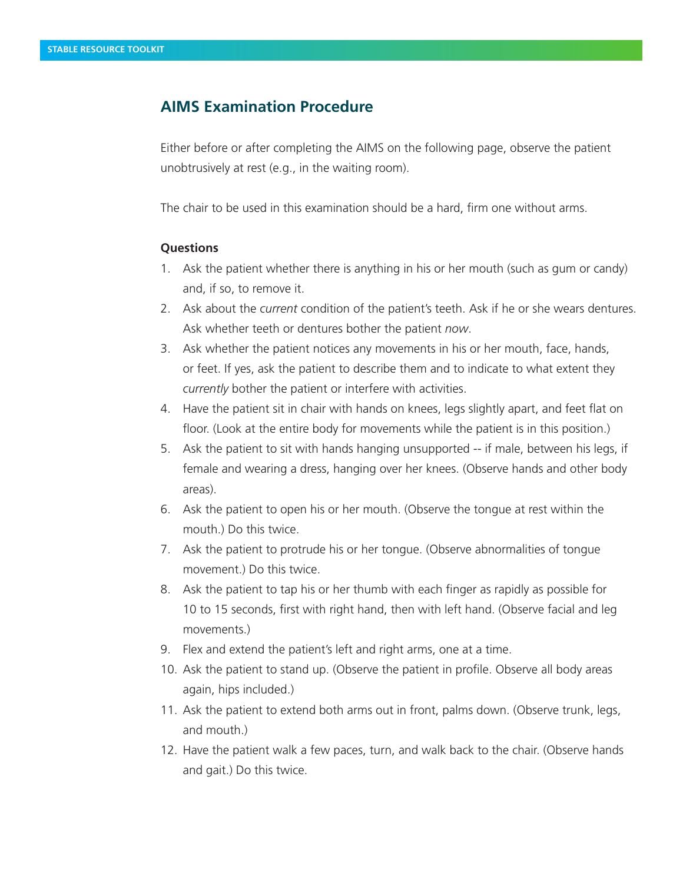## AIMS Examination Procedure

Either before or after completing the AIMS on the following page, observe the patient unobtrusively at rest (e.g., in the waiting room).

The chair to be used in this examination should be a hard, firm one without arms.

**Questions**

1. Ask the patient whether there is anything in his or her mouth (such as gum or candy) and, if so, to remove it.
2. Ask about the *current* condition of the patient's teeth. Ask if he or she wears dentures. Ask whether teeth or dentures bother the patient *now*.
3. Ask whether the patient notices any movements in his or her mouth, face, hands, or feet. If yes, ask the patient to describe them and to indicate to what extent they *currently* bother the patient or interfere with activities.
4. Have the patient sit in chair with hands on knees, legs slightly apart, and feet flat on floor. (Look at the entire body for movements while the patient is in this position.)
5. Ask the patient to sit with hands hanging unsupported -- if male, between his legs, if female and wearing a dress, hanging over her knees. (Observe hands and other body areas).
6. Ask the patient to open his or her mouth. (Observe the tongue at rest within the mouth.) Do this twice.
7. Ask the patient to protrude his or her tongue. (Observe abnormalities of tongue movement.) Do this twice.
8. Ask the patient to tap his or her thumb with each finger as rapidly as possible for 10 to 15 seconds, first with right hand, then with left hand. (Observe facial and leg movements.)
9. Flex and extend the patient's left and right arms, one at a time.
10. Ask the patient to stand up. (Observe the patient in profile. Observe all body areas again, hips included.)
11. Ask the patient to extend both arms out in front, palms down. (Observe trunk, legs, and mouth.)
12. Have the patient walk a few paces, turn, and walk back to the chair. (Observe hands and gait.) Do this twice.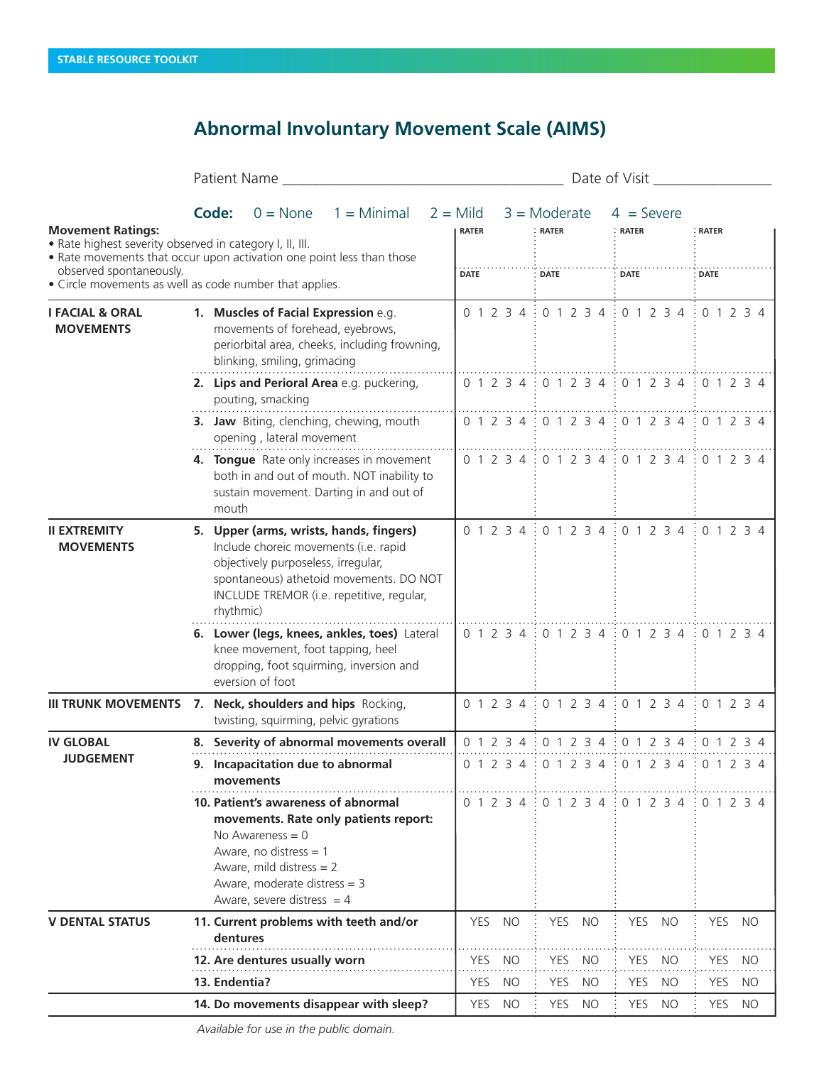# Abnormal Involuntary Movement Scale (AIMS)

Patient Name ______________________________________ Date of Visit _______________

**Code:** 0 = None 1 = Minimal 2 = Mild 3 = Moderate 4 = Severe

| **Movement Ratings:**<br>• Rate highest severity observed in category I, II, III.<br>• Rate movements that occur upon activation one point less than those observed spontaneously.<br>• Circle movements as well as code number that applies. | | RATER<br><br>DATE | RATER<br><br>DATE | RATER<br><br>DATE | RATER<br><br>DATE |
|---|---|---|---|---|---|
| **I FACIAL & ORAL MOVEMENTS** | **1. Muscles of Facial Expression** e.g. movements of forehead, eyebrows, periorbital area, cheeks, including frowning, blinking, smiling, grimacing | 0 1 2 3 4 | 0 1 2 3 4 | 0 1 2 3 4 | 0 1 2 3 4 |
| | **2. Lips and Perioral Area** e.g. puckering, pouting, smacking | 0 1 2 3 4 | 0 1 2 3 4 | 0 1 2 3 4 | 0 1 2 3 4 |
| | **3. Jaw** Biting, clenching, chewing, mouth opening , lateral movement | 0 1 2 3 4 | 0 1 2 3 4 | 0 1 2 3 4 | 0 1 2 3 4 |
| | **4. Tongue** Rate only increases in movement both in and out of mouth. NOT inability to sustain movement. Darting in and out of mouth | 0 1 2 3 4 | 0 1 2 3 4 | 0 1 2 3 4 | 0 1 2 3 4 |
| **II EXTREMITY MOVEMENTS** | **5. Upper (arms, wrists, hands, fingers)** Include choreic movements (i.e. rapid objectively purposeless, irregular, spontaneous) athetoid movements. DO NOT INCLUDE TREMOR (i.e. repetitive, regular, rhythmic) | 0 1 2 3 4 | 0 1 2 3 4 | 0 1 2 3 4 | 0 1 2 3 4 |
| | **6. Lower (legs, knees, ankles, toes)** Lateral knee movement, foot tapping, heel dropping, foot squirming, inversion and eversion of foot | 0 1 2 3 4 | 0 1 2 3 4 | 0 1 2 3 4 | 0 1 2 3 4 |
| **III TRUNK MOVEMENTS** | **7. Neck, shoulders and hips** Rocking, twisting, squirming, pelvic gyrations | 0 1 2 3 4 | 0 1 2 3 4 | 0 1 2 3 4 | 0 1 2 3 4 |
| **IV GLOBAL JUDGEMENT** | **8. Severity of abnormal movements overall** | 0 1 2 3 4 | 0 1 2 3 4 | 0 1 2 3 4 | 0 1 2 3 4 |
| | **9. Incapacitation due to abnormal movements** | 0 1 2 3 4 | 0 1 2 3 4 | 0 1 2 3 4 | 0 1 2 3 4 |
| | **10. Patient's awareness of abnormal movements. Rate only patients report:**<br>No Awareness = 0<br>Aware, no distress = 1<br>Aware, mild distress = 2<br>Aware, moderate distress = 3<br>Aware, severe distress = 4 | 0 1 2 3 4 | 0 1 2 3 4 | 0 1 2 3 4 | 0 1 2 3 4 |
| **V DENTAL STATUS** | **11. Current problems with teeth and/or dentures** | YES NO | YES NO | YES NO | YES NO |
| | **12. Are dentures usually worn** | YES NO | YES NO | YES NO | YES NO |
| | **13. Endentia?** | YES NO | YES NO | YES NO | YES NO |
| | **14. Do movements disappear with sleep?** | YES NO | YES NO | YES NO | YES NO |

*Available for use in the public domain.*